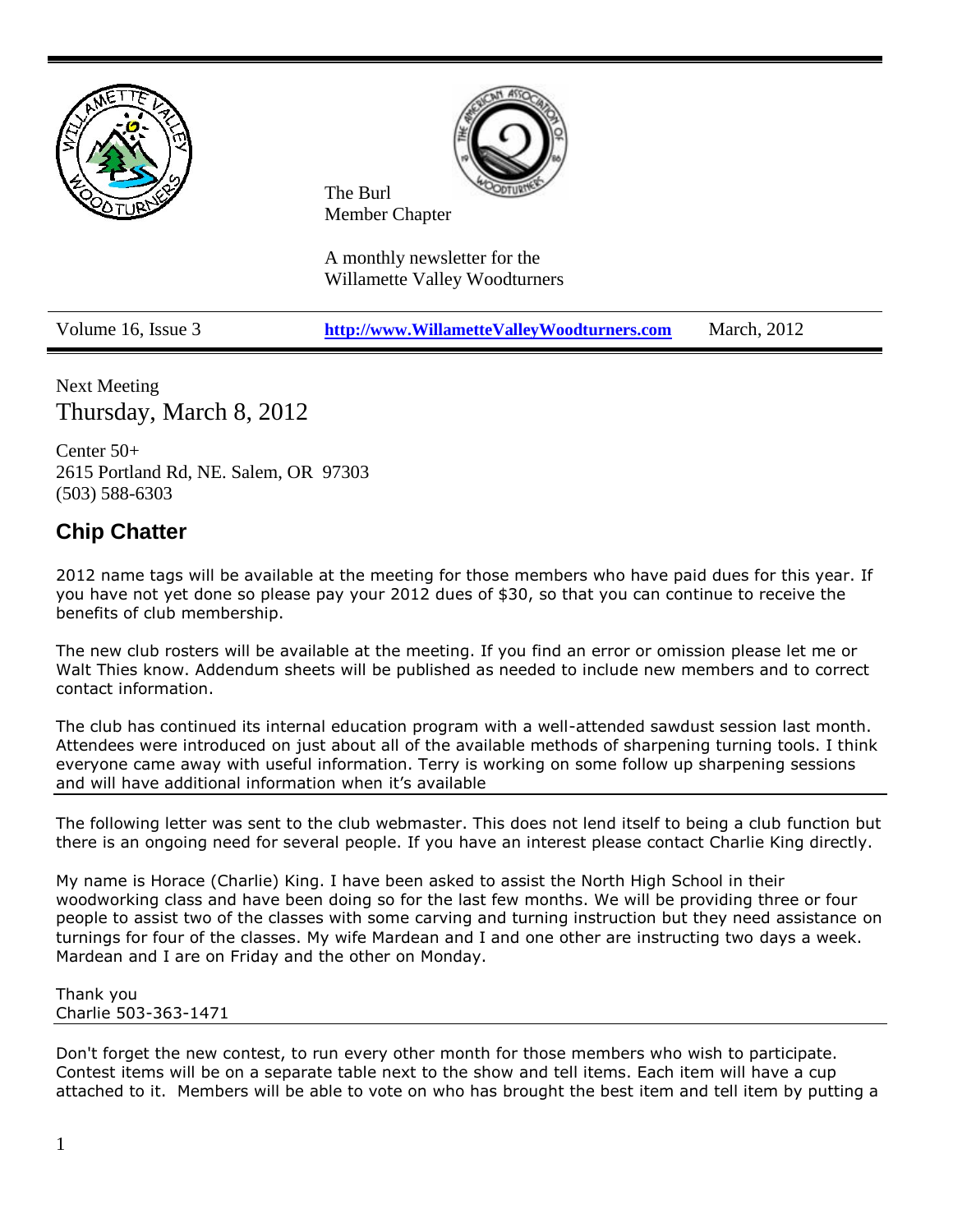The Burl
Member Chapter

A monthly newsletter for the
Willamette Valley Woodturners

Volume 16, Issue 3 | **http://www.WillametteValleyWoodturners.com** | March, 2012

Next Meeting
Thursday, March 8, 2012

Center 50+
2615 Portland Rd, NE. Salem, OR 97303
(503) 588-6303

## Chip Chatter

2012 name tags will be available at the meeting for those members who have paid dues for this year. If you have not yet done so please pay your 2012 dues of $30, so that you can continue to receive the benefits of club membership.

The new club rosters will be available at the meeting. If you find an error or omission please let me or Walt Thies know. Addendum sheets will be published as needed to include new members and to correct contact information.

The club has continued its internal education program with a well-attended sawdust session last month. Attendees were introduced on just about all of the available methods of sharpening turning tools. I think everyone came away with useful information. Terry is working on some follow up sharpening sessions and will have additional information when it's available

---

The following letter was sent to the club webmaster. This does not lend itself to being a club function but there is an ongoing need for several people. If you have an interest please contact Charlie King directly.

My name is Horace (Charlie) King. I have been asked to assist the North High School in their woodworking class and have been doing so for the last few months. We will be providing three or four people to assist two of the classes with some carving and turning instruction but they need assistance on turnings for four of the classes. My wife Mardean and I and one other are instructing two days a week. Mardean and I are on Friday and the other on Monday.

Thank you
Charlie 503-363-1471

---

Don't forget the new contest, to run every other month for those members who wish to participate. Contest items will be on a separate table next to the show and tell items. Each item will have a cup attached to it. Members will be able to vote on who has brought the best item and tell item by putting a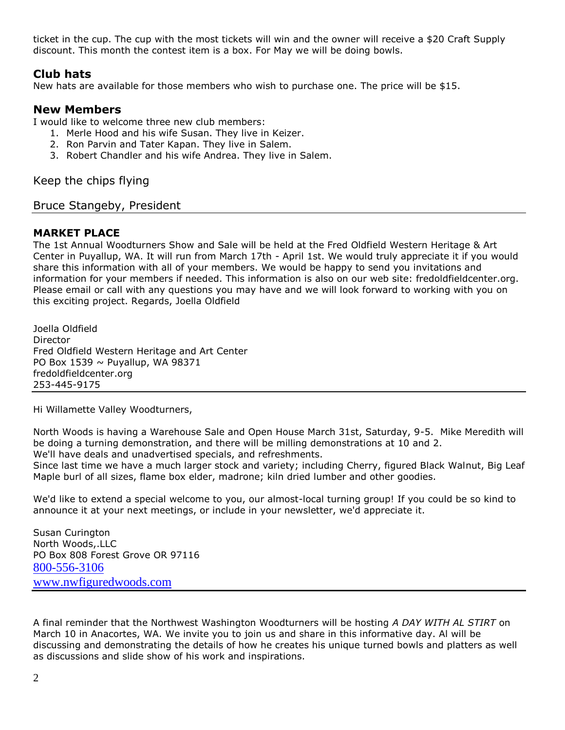ticket in the cup. The cup with the most tickets will win and the owner will receive a $20 Craft Supply discount. This month the contest item is a box. For May we will be doing bowls.

### Club hats

New hats are available for those members who wish to purchase one. The price will be $15.

### New Members

I would like to welcome three new club members:

1. Merle Hood and his wife Susan. They live in Keizer.
2. Ron Parvin and Tater Kapan. They live in Salem.
3. Robert Chandler and his wife Andrea. They live in Salem.

Keep the chips flying

Bruce Stangeby, President

---

**MARKET PLACE**

The 1st Annual Woodturners Show and Sale will be held at the Fred Oldfield Western Heritage & Art Center in Puyallup, WA. It will run from March 17th - April 1st. We would truly appreciate it if you would share this information with all of your members. We would be happy to send you invitations and information for your members if needed. This information is also on our web site: fredoldfieldcenter.org. Please email or call with any questions you may have and we will look forward to working with you on this exciting project. Regards, Joella Oldfield

Joella Oldfield
Director
Fred Oldfield Western Heritage and Art Center
PO Box 1539 ~ Puyallup, WA 98371
fredoldfieldcenter.org
253-445-9175

---

Hi Willamette Valley Woodturners,

North Woods is having a Warehouse Sale and Open House March 31st, Saturday, 9-5. Mike Meredith will be doing a turning demonstration, and there will be milling demonstrations at 10 and 2.
We'll have deals and unadvertised specials, and refreshments.
Since last time we have a much larger stock and variety; including Cherry, figured Black Walnut, Big Leaf Maple burl of all sizes, flame box elder, madrone; kiln dried lumber and other goodies.

We'd like to extend a special welcome to you, our almost-local turning group! If you could be so kind to announce it at your next meetings, or include in your newsletter, we'd appreciate it.

Susan Curington
North Woods,.LLC
PO Box 808 Forest Grove OR 97116
800-556-3106
www.nwfiguredwoods.com

---

A final reminder that the Northwest Washington Woodturners will be hosting *A DAY WITH AL STIRT* on March 10 in Anacortes, WA. We invite you to join us and share in this informative day. Al will be discussing and demonstrating the details of how he creates his unique turned bowls and platters as well as discussions and slide show of his work and inspirations.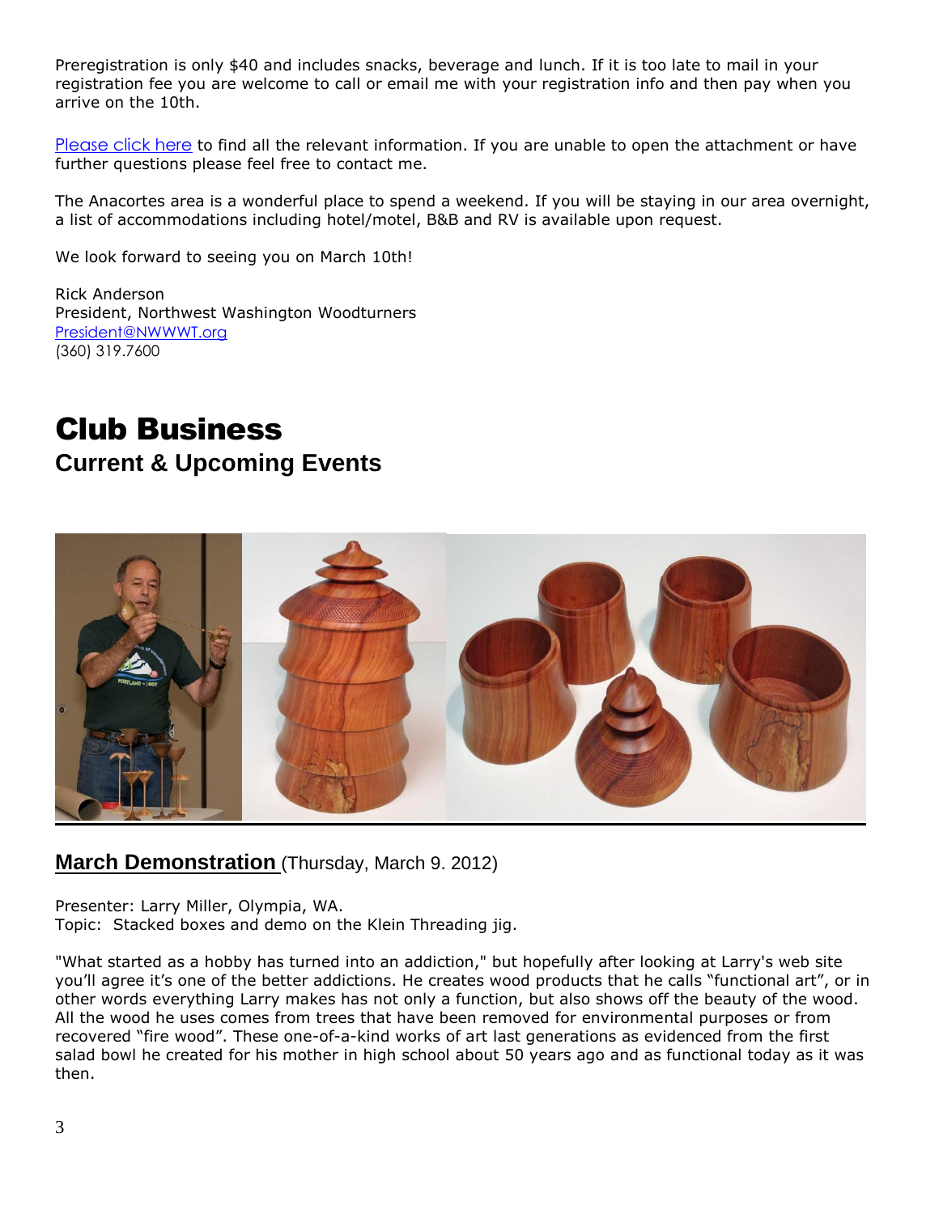Preregistration is only $40 and includes snacks, beverage and lunch. If it is too late to mail in your registration fee you are welcome to call or email me with your registration info and then pay when you arrive on the 10th.

Please click here to find all the relevant information. If you are unable to open the attachment or have further questions please feel free to contact me.

The Anacortes area is a wonderful place to spend a weekend. If you will be staying in our area overnight, a list of accommodations including hotel/motel, B&B and RV is available upon request.

We look forward to seeing you on March 10th!

Rick Anderson
President, Northwest Washington Woodturners
President@NWWWT.org
(360) 319.7600

# Club Business

## Current & Upcoming Events

**March Demonstration** (Thursday, March 9. 2012)

Presenter: Larry Miller, Olympia, WA.
Topic: Stacked boxes and demo on the Klein Threading jig.

"What started as a hobby has turned into an addiction," but hopefully after looking at Larry's web site you'll agree it's one of the better addictions. He creates wood products that he calls "functional art", or in other words everything Larry makes has not only a function, but also shows off the beauty of the wood. All the wood he uses comes from trees that have been removed for environmental purposes or from recovered "fire wood". These one-of-a-kind works of art last generations as evidenced from the first salad bowl he created for his mother in high school about 50 years ago and as functional today as it was then.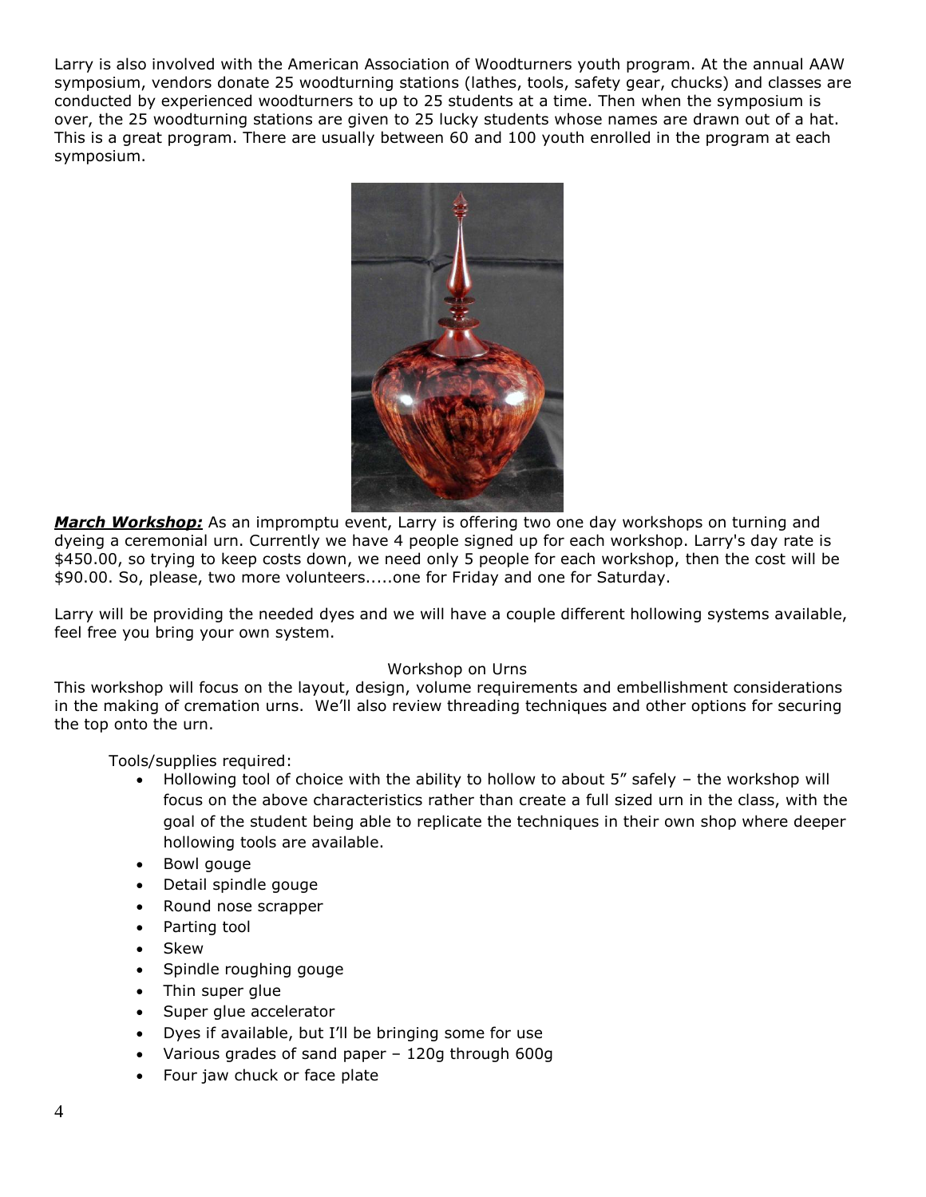Larry is also involved with the American Association of Woodturners youth program. At the annual AAW symposium, vendors donate 25 woodturning stations (lathes, tools, safety gear, chucks) and classes are conducted by experienced woodturners to up to 25 students at a time. Then when the symposium is over, the 25 woodturning stations are given to 25 lucky students whose names are drawn out of a hat. This is a great program. There are usually between 60 and 100 youth enrolled in the program at each symposium.

***March Workshop:*** As an impromptu event, Larry is offering two one day workshops on turning and dyeing a ceremonial urn. Currently we have 4 people signed up for each workshop. Larry's day rate is $450.00, so trying to keep costs down, we need only 5 people for each workshop, then the cost will be $90.00. So, please, two more volunteers.....one for Friday and one for Saturday.

Larry will be providing the needed dyes and we will have a couple different hollowing systems available, feel free you bring your own system.

Workshop on Urns

This workshop will focus on the layout, design, volume requirements and embellishment considerations in the making of cremation urns. We'll also review threading techniques and other options for securing the top onto the urn.

Tools/supplies required:

- Hollowing tool of choice with the ability to hollow to about 5" safely – the workshop will focus on the above characteristics rather than create a full sized urn in the class, with the goal of the student being able to replicate the techniques in their own shop where deeper hollowing tools are available.
- Bowl gouge
- Detail spindle gouge
- Round nose scrapper
- Parting tool
- Skew
- Spindle roughing gouge
- Thin super glue
- Super glue accelerator
- Dyes if available, but I'll be bringing some for use
- Various grades of sand paper – 120g through 600g
- Four jaw chuck or face plate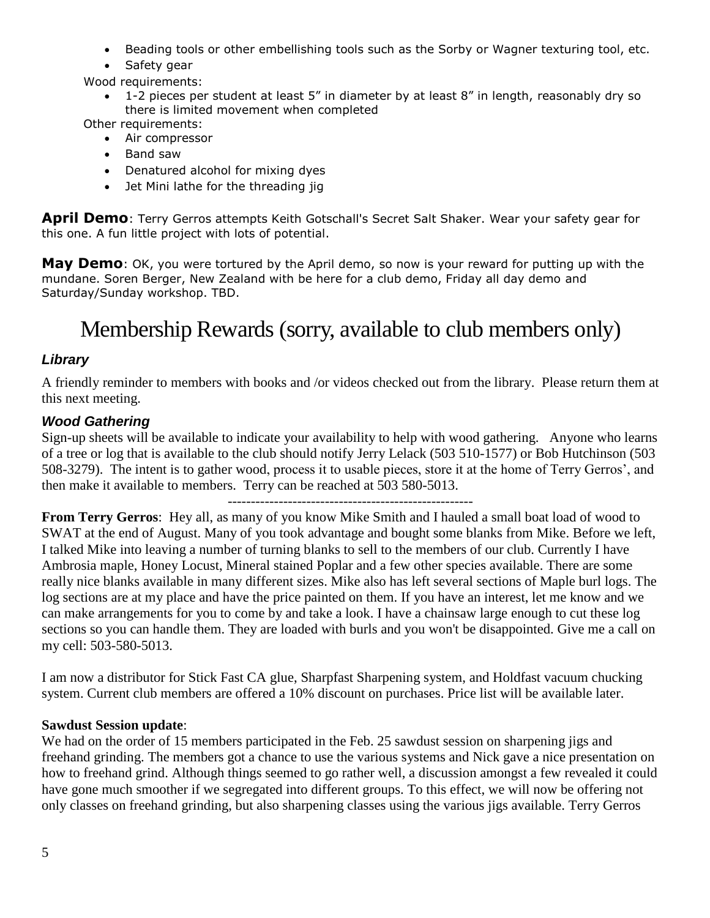- Beading tools or other embellishing tools such as the Sorby or Wagner texturing tool, etc.
- Safety gear

Wood requirements:

- 1-2 pieces per student at least 5" in diameter by at least 8" in length, reasonably dry so there is limited movement when completed

Other requirements:

- Air compressor
- Band saw
- Denatured alcohol for mixing dyes
- Jet Mini lathe for the threading jig

**April Demo**: Terry Gerros attempts Keith Gotschall's Secret Salt Shaker. Wear your safety gear for this one. A fun little project with lots of potential.

**May Demo**: OK, you were tortured by the April demo, so now is your reward for putting up with the mundane. Soren Berger, New Zealand with be here for a club demo, Friday all day demo and Saturday/Sunday workshop. TBD.

# Membership Rewards (sorry, available to club members only)

### *Library*

A friendly reminder to members with books and /or videos checked out from the library. Please return them at this next meeting.

### *Wood Gathering*

Sign-up sheets will be available to indicate your availability to help with wood gathering. Anyone who learns of a tree or log that is available to the club should notify Jerry Lelack (503 510-1577) or Bob Hutchinson (503 508-3279). The intent is to gather wood, process it to usable pieces, store it at the home of Terry Gerros', and then make it available to members. Terry can be reached at 503 580-5013.

-----------------------------------------------------

**From Terry Gerros**: Hey all, as many of you know Mike Smith and I hauled a small boat load of wood to SWAT at the end of August. Many of you took advantage and bought some blanks from Mike. Before we left, I talked Mike into leaving a number of turning blanks to sell to the members of our club. Currently I have Ambrosia maple, Honey Locust, Mineral stained Poplar and a few other species available. There are some really nice blanks available in many different sizes. Mike also has left several sections of Maple burl logs. The log sections are at my place and have the price painted on them. If you have an interest, let me know and we can make arrangements for you to come by and take a look. I have a chainsaw large enough to cut these log sections so you can handle them. They are loaded with burls and you won't be disappointed. Give me a call on my cell: 503-580-5013.

I am now a distributor for Stick Fast CA glue, Sharpfast Sharpening system, and Holdfast vacuum chucking system. Current club members are offered a 10% discount on purchases. Price list will be available later.

**Sawdust Session update**:

We had on the order of 15 members participated in the Feb. 25 sawdust session on sharpening jigs and freehand grinding. The members got a chance to use the various systems and Nick gave a nice presentation on how to freehand grind. Although things seemed to go rather well, a discussion amongst a few revealed it could have gone much smoother if we segregated into different groups. To this effect, we will now be offering not only classes on freehand grinding, but also sharpening classes using the various jigs available. Terry Gerros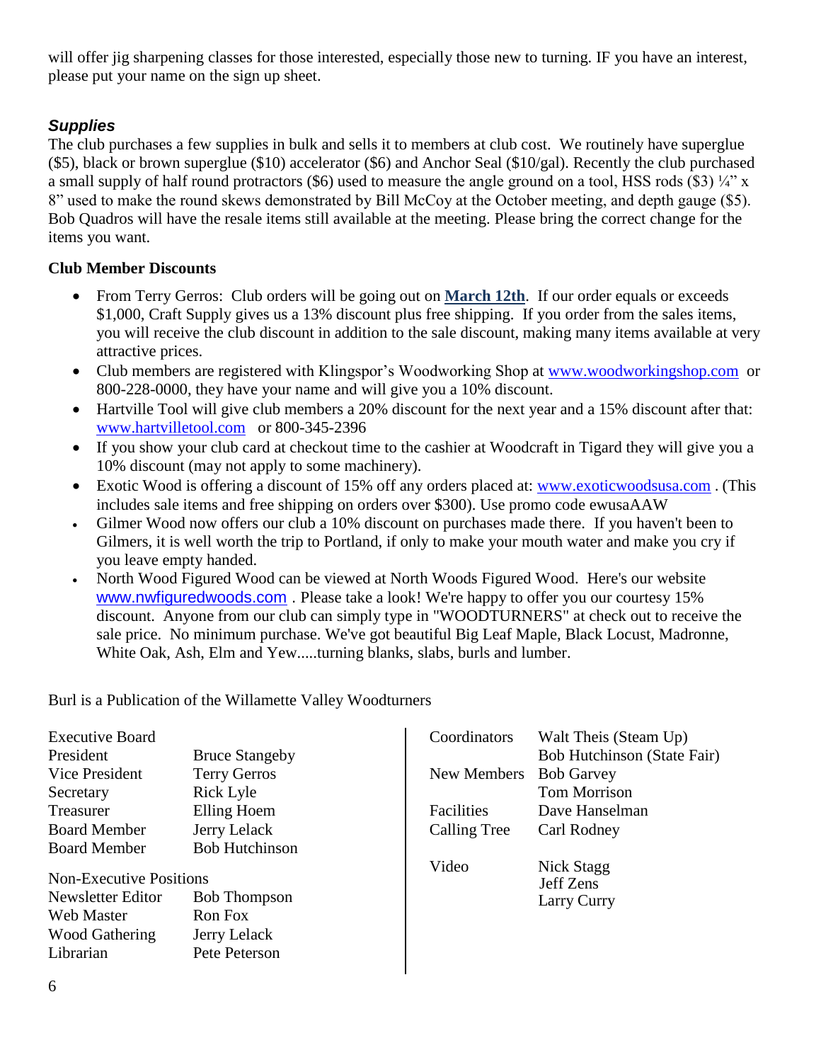will offer jig sharpening classes for those interested, especially those new to turning. IF you have an interest, please put your name on the sign up sheet.

### *Supplies*

The club purchases a few supplies in bulk and sells it to members at club cost. We routinely have superglue ($5), black or brown superglue ($10) accelerator ($6) and Anchor Seal ($10/gal). Recently the club purchased a small supply of half round protractors ($6) used to measure the angle ground on a tool, HSS rods ($3) ¼" x 8" used to make the round skews demonstrated by Bill McCoy at the October meeting, and depth gauge ($5). Bob Quadros will have the resale items still available at the meeting. Please bring the correct change for the items you want.

**Club Member Discounts**

- From Terry Gerros: Club orders will be going out on **March 12th**. If our order equals or exceeds $1,000, Craft Supply gives us a 13% discount plus free shipping. If you order from the sales items, you will receive the club discount in addition to the sale discount, making many items available at very attractive prices.
- Club members are registered with Klingspor's Woodworking Shop at www.woodworkingshop.com or 800-228-0000, they have your name and will give you a 10% discount.
- Hartville Tool will give club members a 20% discount for the next year and a 15% discount after that: www.hartvilletool.com or 800-345-2396
- If you show your club card at checkout time to the cashier at Woodcraft in Tigard they will give you a 10% discount (may not apply to some machinery).
- Exotic Wood is offering a discount of 15% off any orders placed at: www.exoticwoodsusa.com . (This includes sale items and free shipping on orders over $300). Use promo code ewusaAAW
- Gilmer Wood now offers our club a 10% discount on purchases made there. If you haven't been to Gilmers, it is well worth the trip to Portland, if only to make your mouth water and make you cry if you leave empty handed.
- North Wood Figured Wood can be viewed at North Woods Figured Wood. Here's our website www.nwfiguredwoods.com . Please take a look! We're happy to offer you our courtesy 15% discount. Anyone from our club can simply type in "WOODTURNERS" at check out to receive the sale price. No minimum purchase. We've got beautiful Big Leaf Maple, Black Locust, Madronne, White Oak, Ash, Elm and Yew.....turning blanks, slabs, burls and lumber.

Burl is a Publication of the Willamette Valley Woodturners

| Executive Board | |
|---|---|
| President | Bruce Stangeby |
| Vice President | Terry Gerros |
| Secretary | Rick Lyle |
| Treasurer | Elling Hoem |
| Board Member | Jerry Lelack |
| Board Member | Bob Hutchinson |

| Non-Executive Positions | |
|---|---|
| Newsletter Editor | Bob Thompson |
| Web Master | Ron Fox |
| Wood Gathering | Jerry Lelack |
| Librarian | Pete Peterson |

| | |
|---|---|
| Coordinators | Walt Theis (Steam Up) |
| | Bob Hutchinson (State Fair) |
| New Members | Bob Garvey |
| | Tom Morrison |
| Facilities | Dave Hanselman |
| Calling Tree | Carl Rodney |
| Video | Nick Stagg |
| | Jeff Zens |
| | Larry Curry |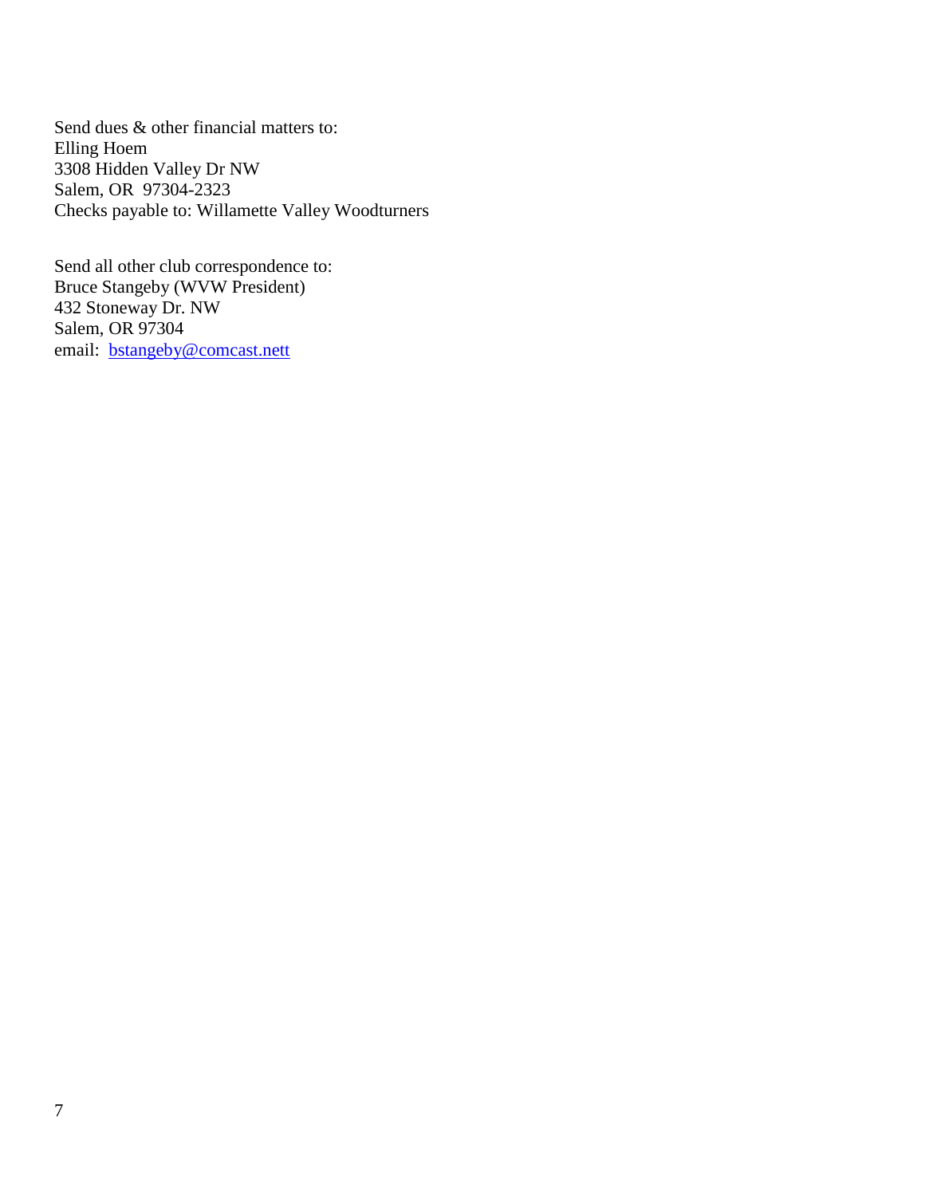Send dues & other financial matters to:
Elling Hoem
3308 Hidden Valley Dr NW
Salem, OR 97304-2323
Checks payable to: Willamette Valley Woodturners

Send all other club correspondence to:
Bruce Stangeby (WVW President)
432 Stoneway Dr. NW
Salem, OR 97304
email: bstangeby@comcast.nett